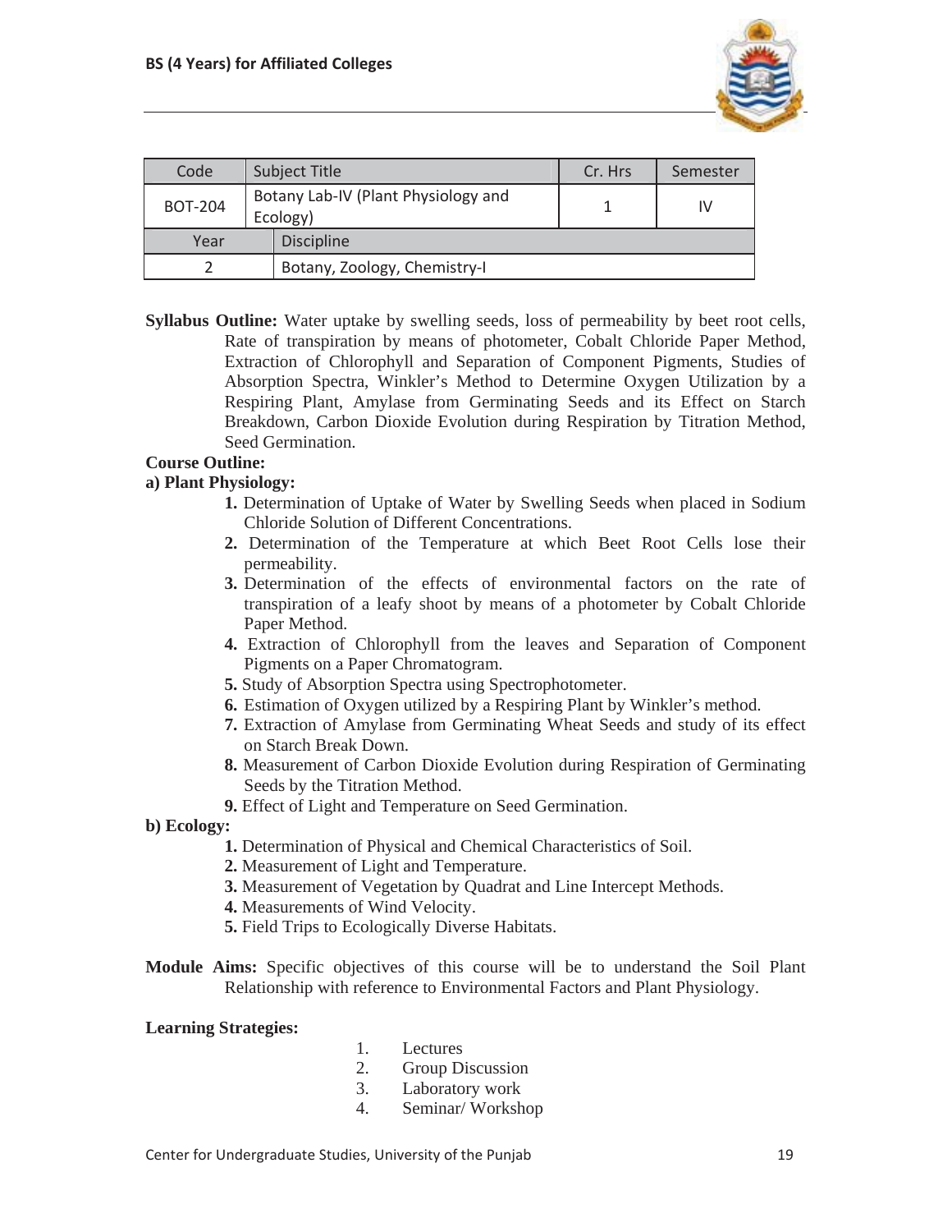| Code | Subject Title | Cr. Hrs | Semester |
|---|---|---|---|
| BOT-204 | Botany Lab-IV (Plant Physiology and Ecology) | 1 | IV |
| Year | Discipline | | |
| 2 | Botany, Zoology, Chemistry-I | | |

**Syllabus Outline:** Water uptake by swelling seeds, loss of permeability by beet root cells, Rate of transpiration by means of photometer, Cobalt Chloride Paper Method, Extraction of Chlorophyll and Separation of Component Pigments, Studies of Absorption Spectra, Winkler's Method to Determine Oxygen Utilization by a Respiring Plant, Amylase from Germinating Seeds and its Effect on Starch Breakdown, Carbon Dioxide Evolution during Respiration by Titration Method, Seed Germination.

**Course Outline:**

**a) Plant Physiology:**

1. Determination of Uptake of Water by Swelling Seeds when placed in Sodium Chloride Solution of Different Concentrations.
2. Determination of the Temperature at which Beet Root Cells lose their permeability.
3. Determination of the effects of environmental factors on the rate of transpiration of a leafy shoot by means of a photometer by Cobalt Chloride Paper Method.
4. Extraction of Chlorophyll from the leaves and Separation of Component Pigments on a Paper Chromatogram.
5. Study of Absorption Spectra using Spectrophotometer.
6. Estimation of Oxygen utilized by a Respiring Plant by Winkler's method.
7. Extraction of Amylase from Germinating Wheat Seeds and study of its effect on Starch Break Down.
8. Measurement of Carbon Dioxide Evolution during Respiration of Germinating Seeds by the Titration Method.
9. Effect of Light and Temperature on Seed Germination.

**b) Ecology:**

1. Determination of Physical and Chemical Characteristics of Soil.
2. Measurement of Light and Temperature.
3. Measurement of Vegetation by Quadrat and Line Intercept Methods.
4. Measurements of Wind Velocity.
5. Field Trips to Ecologically Diverse Habitats.

**Module Aims:** Specific objectives of this course will be to understand the Soil Plant Relationship with reference to Environmental Factors and Plant Physiology.

**Learning Strategies:**

1. Lectures
2. Group Discussion
3. Laboratory work
4. Seminar/ Workshop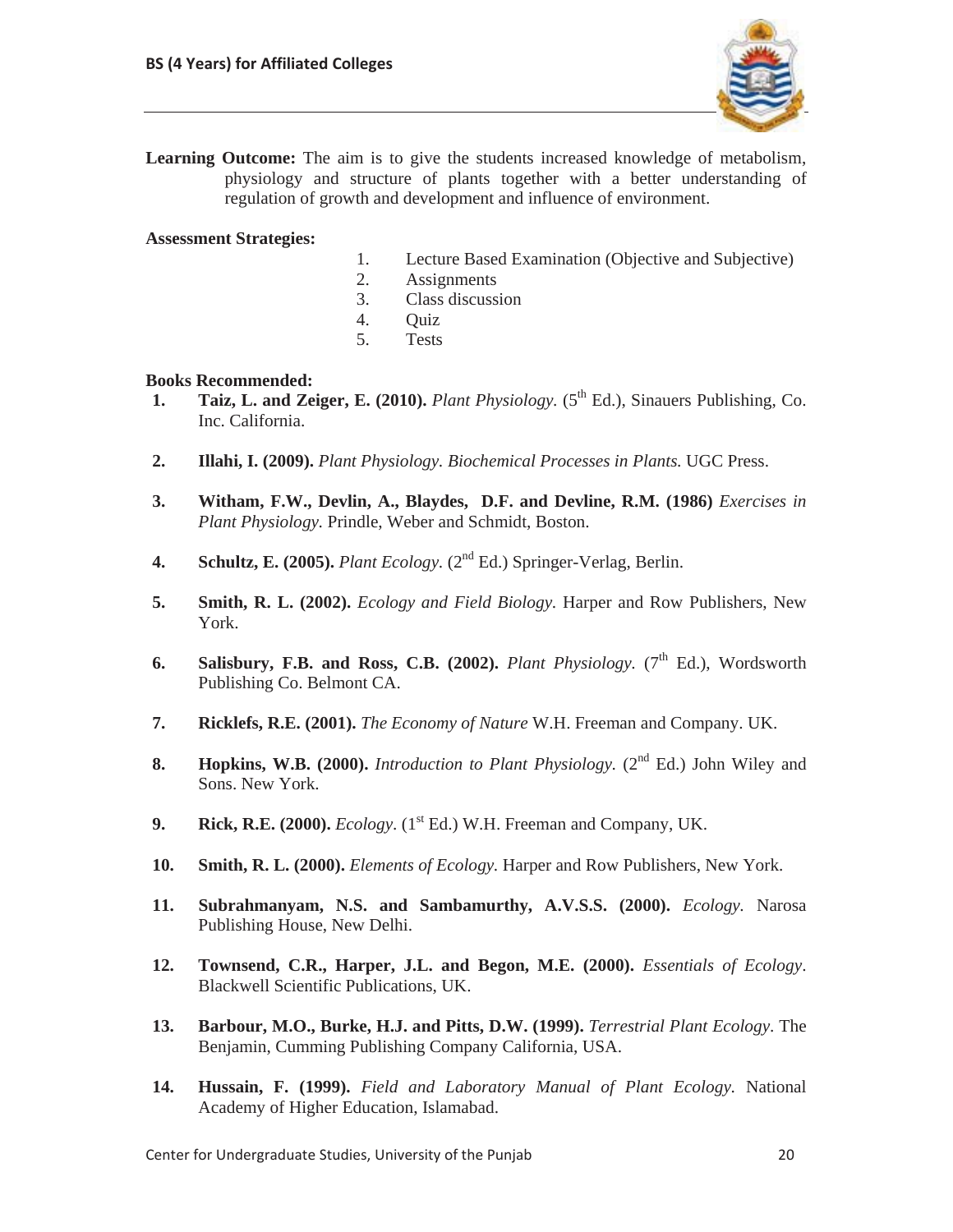**Learning Outcome:** The aim is to give the students increased knowledge of metabolism, physiology and structure of plants together with a better understanding of regulation of growth and development and influence of environment.

**Assessment Strategies:**

1. Lecture Based Examination (Objective and Subjective)
2. Assignments
3. Class discussion
4. Quiz
5. Tests

**Books Recommended:**

1. **Taiz, L. and Zeiger, E. (2010).** *Plant Physiology.* (5th Ed.), Sinauers Publishing, Co. Inc. California.
2. **Illahi, I. (2009).** *Plant Physiology. Biochemical Processes in Plants.* UGC Press.
3. **Witham, F.W., Devlin, A., Blaydes, D.F. and Devline, R.M. (1986)** *Exercises in Plant Physiology.* Prindle, Weber and Schmidt, Boston.
4. **Schultz, E. (2005).** *Plant Ecology.* (2nd Ed.) Springer-Verlag, Berlin.
5. **Smith, R. L. (2002).** *Ecology and Field Biology.* Harper and Row Publishers, New York.
6. **Salisbury, F.B. and Ross, C.B. (2002).** *Plant Physiology.* (7th Ed.), Wordsworth Publishing Co. Belmont CA.
7. **Ricklefs, R.E. (2001).** *The Economy of Nature* W.H. Freeman and Company. UK.
8. **Hopkins, W.B. (2000).** *Introduction to Plant Physiology.* (2nd Ed.) John Wiley and Sons. New York.
9. **Rick, R.E. (2000).** *Ecology*. (1st Ed.) W.H. Freeman and Company, UK.
10. **Smith, R. L. (2000).** *Elements of Ecology.* Harper and Row Publishers, New York.
11. **Subrahmanyam, N.S. and Sambamurthy, A.V.S.S. (2000).** *Ecology.* Narosa Publishing House, New Delhi.
12. **Townsend, C.R., Harper, J.L. and Begon, M.E. (2000).** *Essentials of Ecology*. Blackwell Scientific Publications, UK.
13. **Barbour, M.O., Burke, H.J. and Pitts, D.W. (1999).** *Terrestrial Plant Ecology*. The Benjamin, Cumming Publishing Company California, USA.
14. **Hussain, F. (1999).** *Field and Laboratory Manual of Plant Ecology*. National Academy of Higher Education, Islamabad.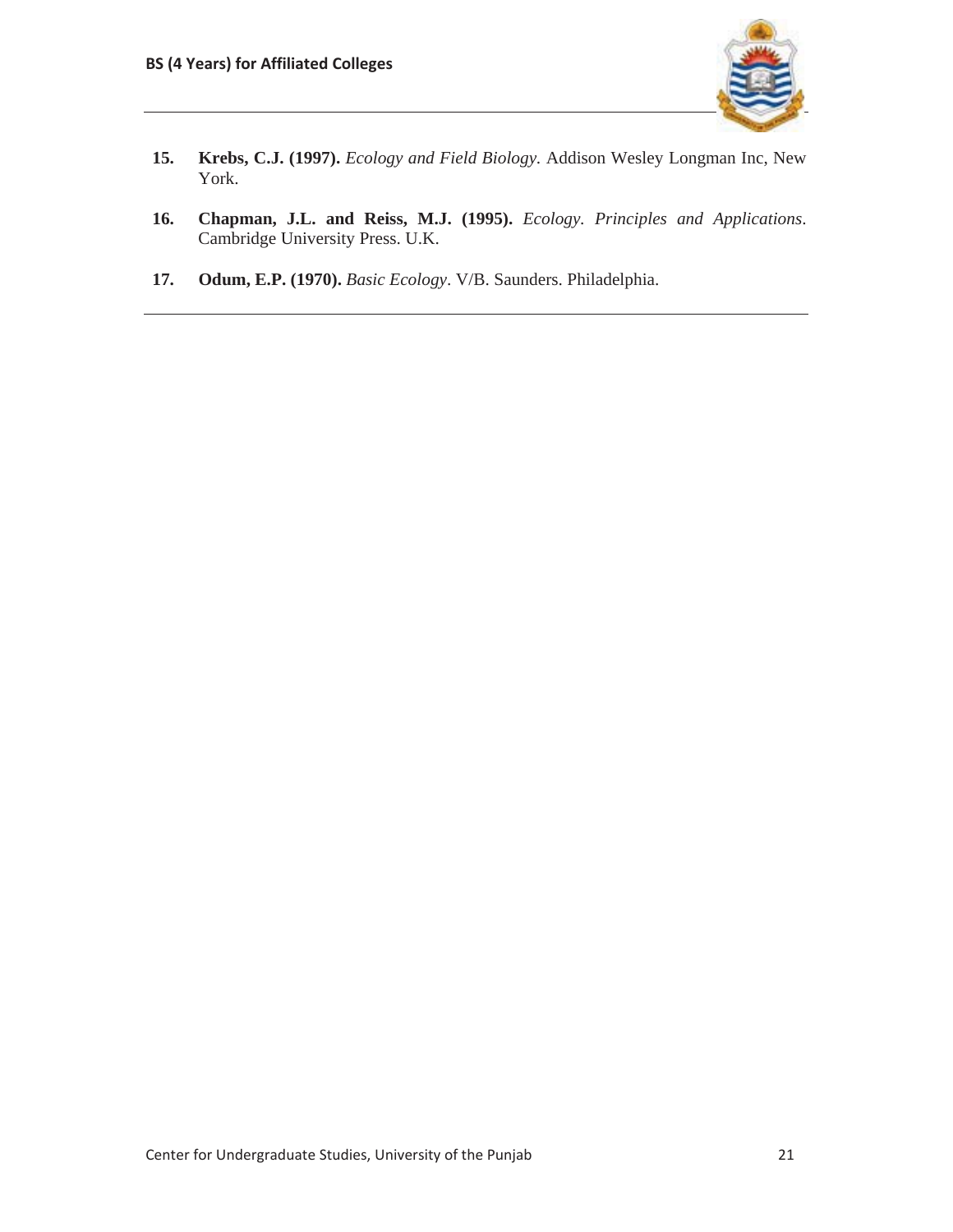15. **Krebs, C.J. (1997).** *Ecology and Field Biology.* Addison Wesley Longman Inc, New York.

16. **Chapman, J.L. and Reiss, M.J. (1995).** *Ecology. Principles and Applications*. Cambridge University Press. U.K.

17. **Odum, E.P. (1970).** *Basic Ecology*. V/B. Saunders. Philadelphia.